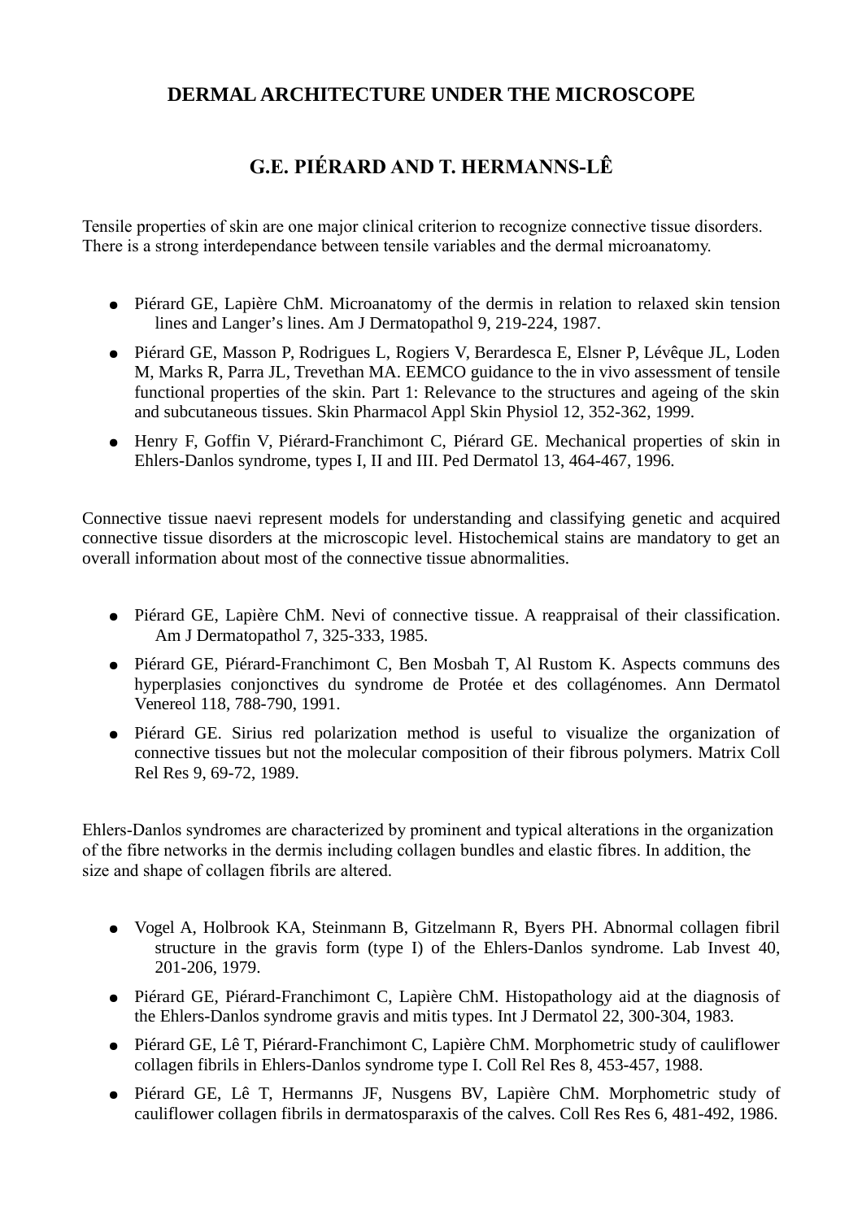# DERMAL ARCHITECTURE UNDER THE MICROSCOPE

## G.E. PIÉRARD AND T. HERMANNS-LÊ

Tensile properties of skin are one major clinical criterion to recognize connective tissue disorders. There is a strong interdependance between tensile variables and the dermal microanatomy.

- Piérard GE, Lapière ChM. Microanatomy of the dermis in relation to relaxed skin tension lines and Langer's lines. Am J Dermatopathol 9, 219-224, 1987.
- Piérard GE, Masson P, Rodrigues L, Rogiers V, Berardesca E, Elsner P, Lévêque JL, Loden M, Marks R, Parra JL, Trevethan MA. EEMCO guidance to the in vivo assessment of tensile functional properties of the skin. Part 1: Relevance to the structures and ageing of the skin and subcutaneous tissues. Skin Pharmacol Appl Skin Physiol 12, 352-362, 1999.
- Henry F, Goffin V, Piérard-Franchimont C, Piérard GE. Mechanical properties of skin in Ehlers-Danlos syndrome, types I, II and III. Ped Dermatol 13, 464-467, 1996.

Connective tissue naevi represent models for understanding and classifying genetic and acquired connective tissue disorders at the microscopic level. Histochemical stains are mandatory to get an overall information about most of the connective tissue abnormalities.

- Piérard GE, Lapière ChM. Nevi of connective tissue. A reappraisal of their classification. Am J Dermatopathol 7, 325-333, 1985.
- Piérard GE, Piérard-Franchimont C, Ben Mosbah T, Al Rustom K. Aspects communs des hyperplasies conjonctives du syndrome de Protée et des collagénomes. Ann Dermatol Venereol 118, 788-790, 1991.
- Piérard GE. Sirius red polarization method is useful to visualize the organization of connective tissues but not the molecular composition of their fibrous polymers. Matrix Coll Rel Res 9, 69-72, 1989.

Ehlers-Danlos syndromes are characterized by prominent and typical alterations in the organization of the fibre networks in the dermis including collagen bundles and elastic fibres. In addition, the size and shape of collagen fibrils are altered.

- Vogel A, Holbrook KA, Steinmann B, Gitzelmann R, Byers PH. Abnormal collagen fibril structure in the gravis form (type I) of the Ehlers-Danlos syndrome. Lab Invest 40, 201-206, 1979.
- Piérard GE, Piérard-Franchimont C, Lapière ChM. Histopathology aid at the diagnosis of the Ehlers-Danlos syndrome gravis and mitis types. Int J Dermatol 22, 300-304, 1983.
- Piérard GE, Lê T, Piérard-Franchimont C, Lapière ChM. Morphometric study of cauliflower collagen fibrils in Ehlers-Danlos syndrome type I. Coll Rel Res 8, 453-457, 1988.
- Piérard GE, Lê T, Hermanns JF, Nusgens BV, Lapière ChM. Morphometric study of cauliflower collagen fibrils in dermatosparaxis of the calves. Coll Res Res 6, 481-492, 1986.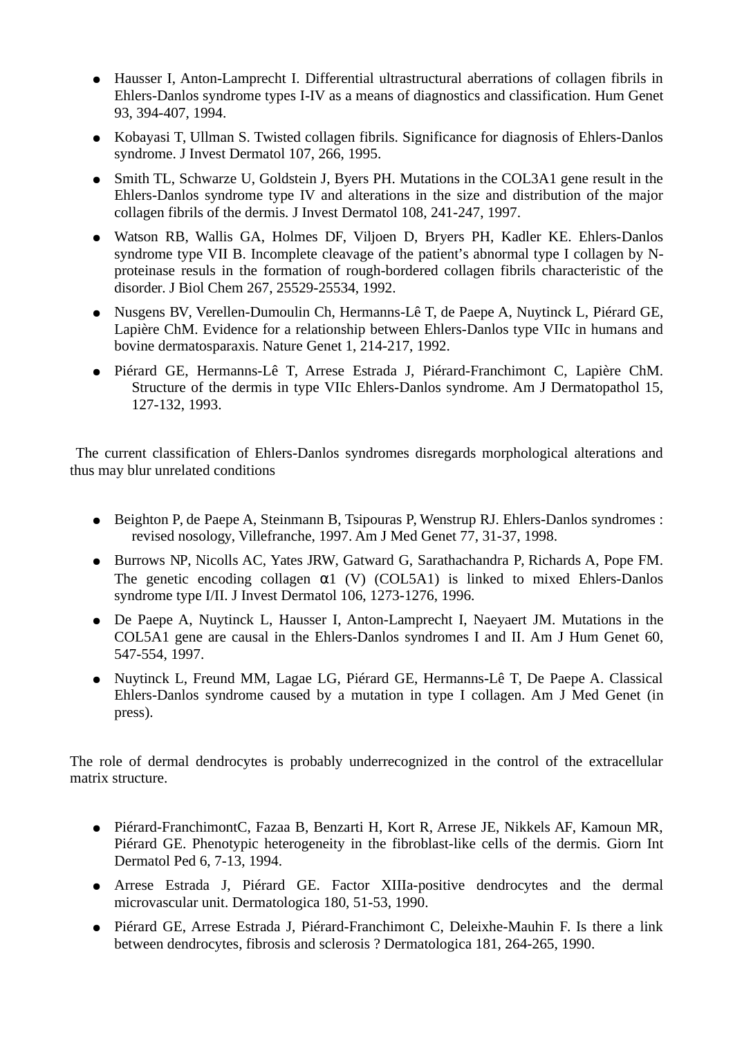- Hausser I, Anton-Lamprecht I. Differential ultrastructural aberrations of collagen fibrils in Ehlers-Danlos syndrome types I-IV as a means of diagnostics and classification. Hum Genet 93, 394-407, 1994.
- Kobayasi T, Ullman S. Twisted collagen fibrils. Significance for diagnosis of Ehlers-Danlos syndrome. J Invest Dermatol 107, 266, 1995.
- Smith TL, Schwarze U, Goldstein J, Byers PH. Mutations in the COL3A1 gene result in the Ehlers-Danlos syndrome type IV and alterations in the size and distribution of the major collagen fibrils of the dermis. J Invest Dermatol 108, 241-247, 1997.
- Watson RB, Wallis GA, Holmes DF, Viljoen D, Bryers PH, Kadler KE. Ehlers-Danlos syndrome type VII B. Incomplete cleavage of the patient's abnormal type I collagen by N-proteinase resuls in the formation of rough-bordered collagen fibrils characteristic of the disorder. J Biol Chem 267, 25529-25534, 1992.
- Nusgens BV, Verellen-Dumoulin Ch, Hermanns-Lê T, de Paepe A, Nuytinck L, Piérard GE, Lapière ChM. Evidence for a relationship between Ehlers-Danlos type VIIc in humans and bovine dermatosparaxis. Nature Genet 1, 214-217, 1992.
- Piérard GE, Hermanns-Lê T, Arrese Estrada J, Piérard-Franchimont C, Lapière ChM. Structure of the dermis in type VIIc Ehlers-Danlos syndrome. Am J Dermatopathol 15, 127-132, 1993.

The current classification of Ehlers-Danlos syndromes disregards morphological alterations and thus may blur unrelated conditions

- Beighton P, de Paepe A, Steinmann B, Tsipouras P, Wenstrup RJ. Ehlers-Danlos syndromes : revised nosology, Villefranche, 1997. Am J Med Genet 77, 31-37, 1998.
- Burrows NP, Nicolls AC, Yates JRW, Gatward G, Sarathachandra P, Richards A, Pope FM. The genetic encoding collagen α1 (V) (COL5A1) is linked to mixed Ehlers-Danlos syndrome type I/II. J Invest Dermatol 106, 1273-1276, 1996.
- De Paepe A, Nuytinck L, Hausser I, Anton-Lamprecht I, Naeyaert JM. Mutations in the COL5A1 gene are causal in the Ehlers-Danlos syndromes I and II. Am J Hum Genet 60, 547-554, 1997.
- Nuytinck L, Freund MM, Lagae LG, Piérard GE, Hermanns-Lê T, De Paepe A. Classical Ehlers-Danlos syndrome caused by a mutation in type I collagen. Am J Med Genet (in press).

The role of dermal dendrocytes is probably underrecognized in the control of the extracellular matrix structure.

- Piérard-FranchimontC, Fazaa B, Benzarti H, Kort R, Arrese JE, Nikkels AF, Kamoun MR, Piérard GE. Phenotypic heterogeneity in the fibroblast-like cells of the dermis. Giorn Int Dermatol Ped 6, 7-13, 1994.
- Arrese Estrada J, Piérard GE. Factor XIIIa-positive dendrocytes and the dermal microvascular unit. Dermatologica 180, 51-53, 1990.
- Piérard GE, Arrese Estrada J, Piérard-Franchimont C, Deleixhe-Mauhin F. Is there a link between dendrocytes, fibrosis and sclerosis ? Dermatologica 181, 264-265, 1990.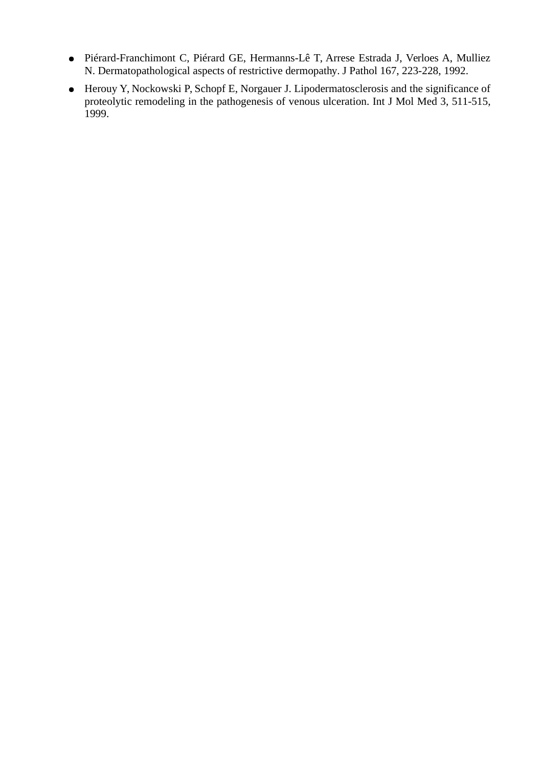- Piérard-Franchimont C, Piérard GE, Hermanns-Lê T, Arrese Estrada J, Verloes A, Mulliez N. Dermatopathological aspects of restrictive dermopathy. J Pathol 167, 223-228, 1992.
- Herouy Y, Nockowski P, Schopf E, Norgauer J. Lipodermatosclerosis and the significance of proteolytic remodeling in the pathogenesis of venous ulceration. Int J Mol Med 3, 511-515, 1999.